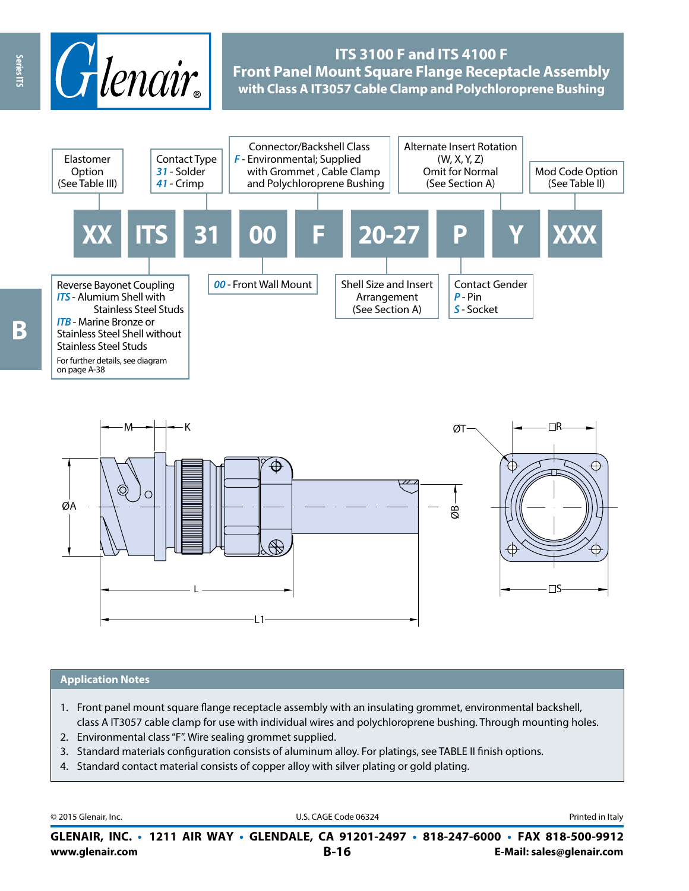# ITS 3100 F and ITS 4100 F
## Front Panel Mount Square Flange Receptacle Assembly
### with Class A IT3057 Cable Clamp and Polychloroprene Bushing

**XX ITS 31 00 F 20-27 P Y XXX**

- **XX** – Elastomer Option (See Table III)
- **ITS** – Reverse Bayonet Coupling
  - *ITS* - Alumium Shell with Stainless Steel Studs
  - *ITB* - Marine Bronze or Stainless Steel Shell without Stainless Steel Studs
  - For further details, see diagram on page A-38
- **31** – Contact Type
  - *31* - Solder
  - *41* - Crimp
- **00** – *00* - Front Wall Mount
- **F** – Connector/Backshell Class
  - *F* - Environmental; Supplied with Grommet , Cable Clamp and Polychloroprene Bushing
- **20-27** – Shell Size and Insert Arrangement (See Section A)
- **P** – Contact Gender
  - *P* - Pin
  - *S* - Socket
- **Y** – Alternate Insert Rotation (W, X, Y, Z) Omit for Normal (See Section A)
- **XXX** – Mod Code Option (See Table II)

Dimension labels: M, K, ØA, L, L1, ØB, ØT, □R, □S

## Application Notes

1. Front panel mount square flange receptacle assembly with an insulating grommet, environmental backshell, class A IT3057 cable clamp for use with individual wires and polychloroprene bushing. Through mounting holes.
2. Environmental class "F". Wire sealing grommet supplied.
3. Standard materials configuration consists of aluminum alloy. For platings, see TABLE II finish options.
4. Standard contact material consists of copper alloy with silver plating or gold plating.

© 2015 Glenair, Inc. U.S. CAGE Code 06324 Printed in Italy

**GLENAIR, INC. • 1211 AIR WAY • GLENDALE, CA 91201-2497 • 818-247-6000 • FAX 818-500-9912**
**www.glenair.com** **E-Mail: sales@glenair.com**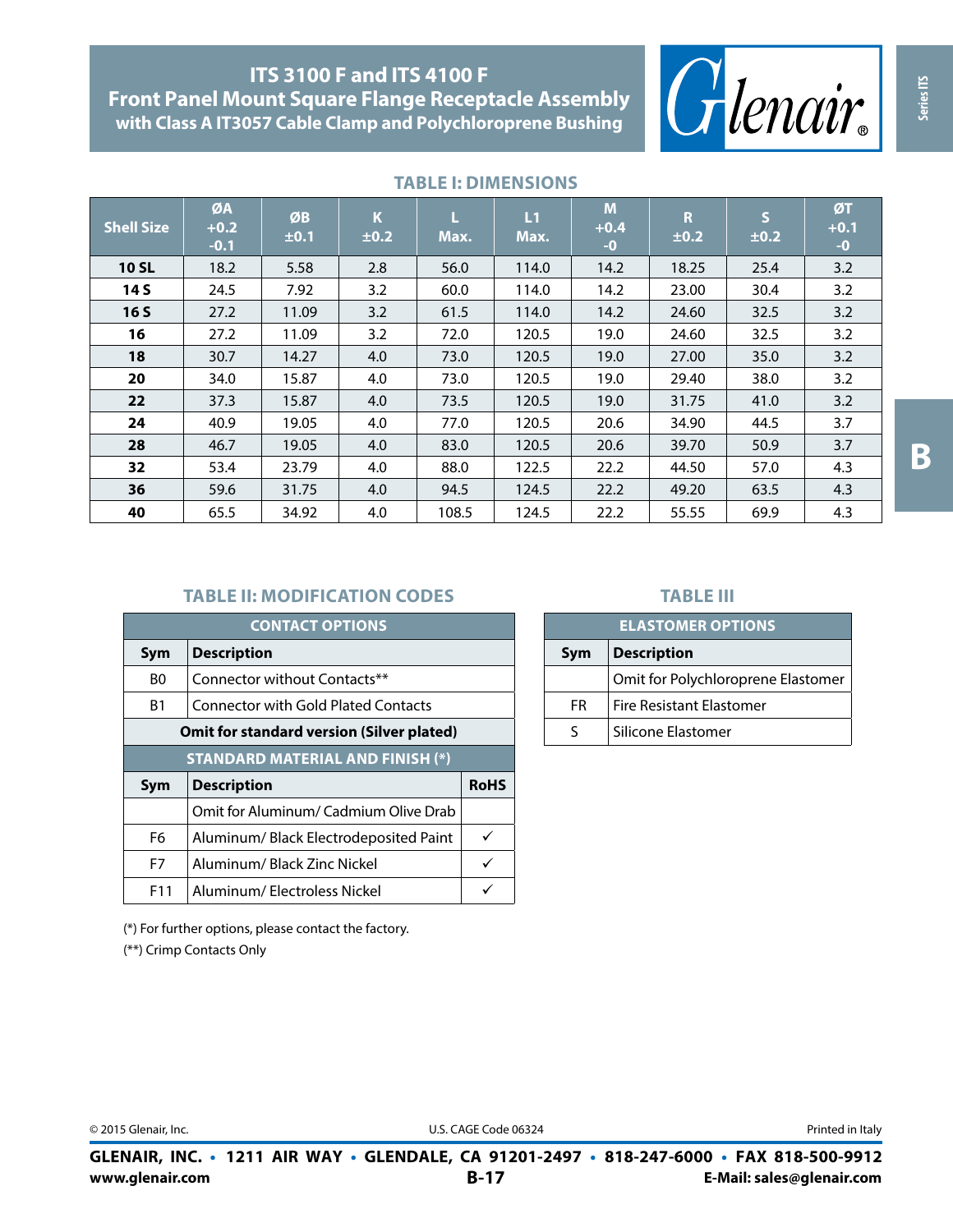# ITS 3100 F and ITS 4100 F
## Front Panel Mount Square Flange Receptacle Assembly
### with Class A IT3057 Cable Clamp and Polychloroprene Bushing

## TABLE I: DIMENSIONS

| Shell Size | ØA +0.2 -0.1 | ØB ±0.1 | K ±0.2 | L Max. | L1 Max. | M +0.4 -0 | R ±0.2 | S ±0.2 | ØT +0.1 -0 |
|---|---|---|---|---|---|---|---|---|---|
| **10 SL** | 18.2 | 5.58 | 2.8 | 56.0 | 114.0 | 14.2 | 18.25 | 25.4 | 3.2 |
| **14 S** | 24.5 | 7.92 | 3.2 | 60.0 | 114.0 | 14.2 | 23.00 | 30.4 | 3.2 |
| **16 S** | 27.2 | 11.09 | 3.2 | 61.5 | 114.0 | 14.2 | 24.60 | 32.5 | 3.2 |
| **16** | 27.2 | 11.09 | 3.2 | 72.0 | 120.5 | 19.0 | 24.60 | 32.5 | 3.2 |
| **18** | 30.7 | 14.27 | 4.0 | 73.0 | 120.5 | 19.0 | 27.00 | 35.0 | 3.2 |
| **20** | 34.0 | 15.87 | 4.0 | 73.0 | 120.5 | 19.0 | 29.40 | 38.0 | 3.2 |
| **22** | 37.3 | 15.87 | 4.0 | 73.5 | 120.5 | 19.0 | 31.75 | 41.0 | 3.2 |
| **24** | 40.9 | 19.05 | 4.0 | 77.0 | 120.5 | 20.6 | 34.90 | 44.5 | 3.7 |
| **28** | 46.7 | 19.05 | 4.0 | 83.0 | 120.5 | 20.6 | 39.70 | 50.9 | 3.7 |
| **32** | 53.4 | 23.79 | 4.0 | 88.0 | 122.5 | 22.2 | 44.50 | 57.0 | 4.3 |
| **36** | 59.6 | 31.75 | 4.0 | 94.5 | 124.5 | 22.2 | 49.20 | 63.5 | 4.3 |
| **40** | 65.5 | 34.92 | 4.0 | 108.5 | 124.5 | 22.2 | 55.55 | 69.9 | 4.3 |

## TABLE II: MODIFICATION CODES

| CONTACT OPTIONS | | |
|---|---|---|
| **Sym** | **Description** | |
| B0 | Connector without Contacts** | |
| B1 | Connector with Gold Plated Contacts | |
| **Omit for standard version (Silver plated)** | | |
| **STANDARD MATERIAL AND FINISH (*)** | | |
| **Sym** | **Description** | **RoHS** |
| | Omit for Aluminum/ Cadmium Olive Drab | |
| F6 | Aluminum/ Black Electrodeposited Paint | ✓ |
| F7 | Aluminum/ Black Zinc Nickel | ✓ |
| F11 | Aluminum/ Electroless Nickel | ✓ |

(*) For further options, please contact the factory.

(**) Crimp Contacts Only

## TABLE III

| ELASTOMER OPTIONS | |
|---|---|
| **Sym** | **Description** |
| | Omit for Polychloroprene Elastomer |
| FR | Fire Resistant Elastomer |
| S | Silicone Elastomer |

© 2015 Glenair, Inc. U.S. CAGE Code 06324 Printed in Italy

**GLENAIR, INC. • 1211 AIR WAY • GLENDALE, CA 91201-2497 • 818-247-6000 • FAX 818-500-9912**

**www.glenair.com** **B-17** **E-Mail: sales@glenair.com**